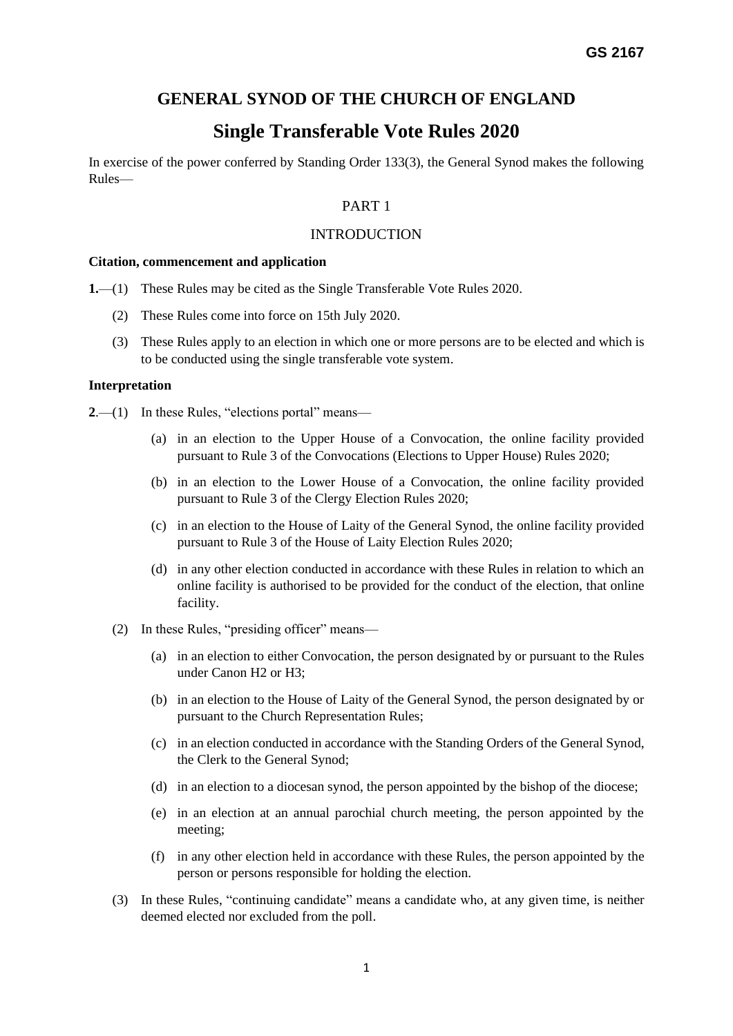GS 2167

# GENERAL SYNOD OF THE CHURCH OF ENGLAND

# Single Transferable Vote Rules 2020

In exercise of the power conferred by Standing Order 133(3), the General Synod makes the following Rules—

## PART 1

## INTRODUCTION

### Citation, commencement and application

**1.**—(1) These Rules may be cited as the Single Transferable Vote Rules 2020.

(2) These Rules come into force on 15th July 2020.

(3) These Rules apply to an election in which one or more persons are to be elected and which is to be conducted using the single transferable vote system.

### Interpretation

**2**.—(1) In these Rules, "elections portal" means—

(a) in an election to the Upper House of a Convocation, the online facility provided pursuant to Rule 3 of the Convocations (Elections to Upper House) Rules 2020;

(b) in an election to the Lower House of a Convocation, the online facility provided pursuant to Rule 3 of the Clergy Election Rules 2020;

(c) in an election to the House of Laity of the General Synod, the online facility provided pursuant to Rule 3 of the House of Laity Election Rules 2020;

(d) in any other election conducted in accordance with these Rules in relation to which an online facility is authorised to be provided for the conduct of the election, that online facility.

(2) In these Rules, "presiding officer" means—

(a) in an election to either Convocation, the person designated by or pursuant to the Rules under Canon H2 or H3;

(b) in an election to the House of Laity of the General Synod, the person designated by or pursuant to the Church Representation Rules;

(c) in an election conducted in accordance with the Standing Orders of the General Synod, the Clerk to the General Synod;

(d) in an election to a diocesan synod, the person appointed by the bishop of the diocese;

(e) in an election at an annual parochial church meeting, the person appointed by the meeting;

(f) in any other election held in accordance with these Rules, the person appointed by the person or persons responsible for holding the election.

(3) In these Rules, "continuing candidate" means a candidate who, at any given time, is neither deemed elected nor excluded from the poll.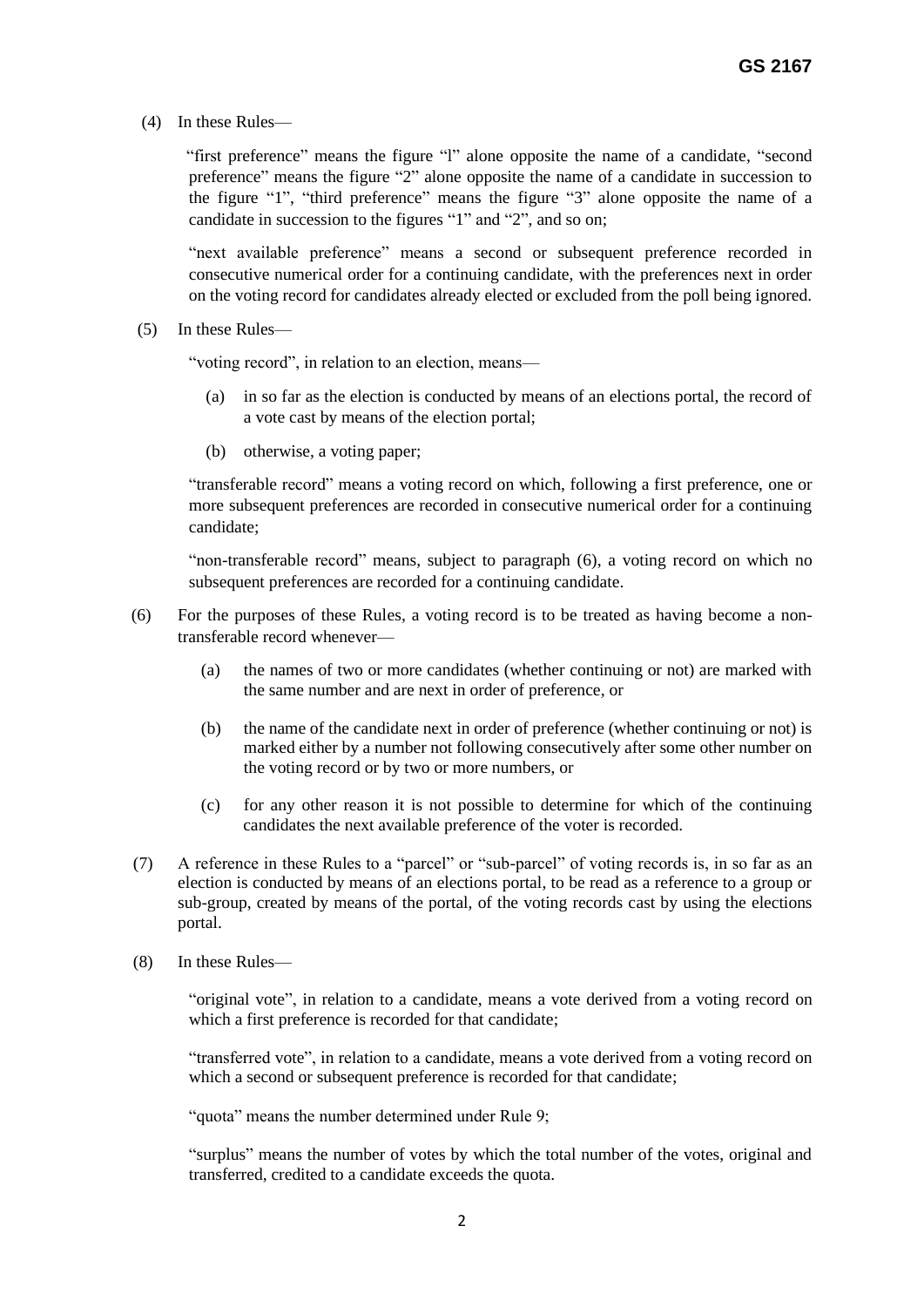(4) In these Rules—

"first preference" means the figure "l" alone opposite the name of a candidate, "second preference" means the figure "2" alone opposite the name of a candidate in succession to the figure "1", "third preference" means the figure "3" alone opposite the name of a candidate in succession to the figures "1" and "2", and so on;

"next available preference" means a second or subsequent preference recorded in consecutive numerical order for a continuing candidate, with the preferences next in order on the voting record for candidates already elected or excluded from the poll being ignored.

(5) In these Rules—

"voting record", in relation to an election, means—

(a) in so far as the election is conducted by means of an elections portal, the record of a vote cast by means of the election portal;

(b) otherwise, a voting paper;

"transferable record" means a voting record on which, following a first preference, one or more subsequent preferences are recorded in consecutive numerical order for a continuing candidate;

"non-transferable record" means, subject to paragraph (6), a voting record on which no subsequent preferences are recorded for a continuing candidate.

(6) For the purposes of these Rules, a voting record is to be treated as having become a non-transferable record whenever—

(a) the names of two or more candidates (whether continuing or not) are marked with the same number and are next in order of preference, or

(b) the name of the candidate next in order of preference (whether continuing or not) is marked either by a number not following consecutively after some other number on the voting record or by two or more numbers, or

(c) for any other reason it is not possible to determine for which of the continuing candidates the next available preference of the voter is recorded.

(7) A reference in these Rules to a "parcel" or "sub-parcel" of voting records is, in so far as an election is conducted by means of an elections portal, to be read as a reference to a group or sub-group, created by means of the portal, of the voting records cast by using the elections portal.

(8) In these Rules—

"original vote", in relation to a candidate, means a vote derived from a voting record on which a first preference is recorded for that candidate;

"transferred vote", in relation to a candidate, means a vote derived from a voting record on which a second or subsequent preference is recorded for that candidate;

"quota" means the number determined under Rule 9;

"surplus" means the number of votes by which the total number of the votes, original and transferred, credited to a candidate exceeds the quota.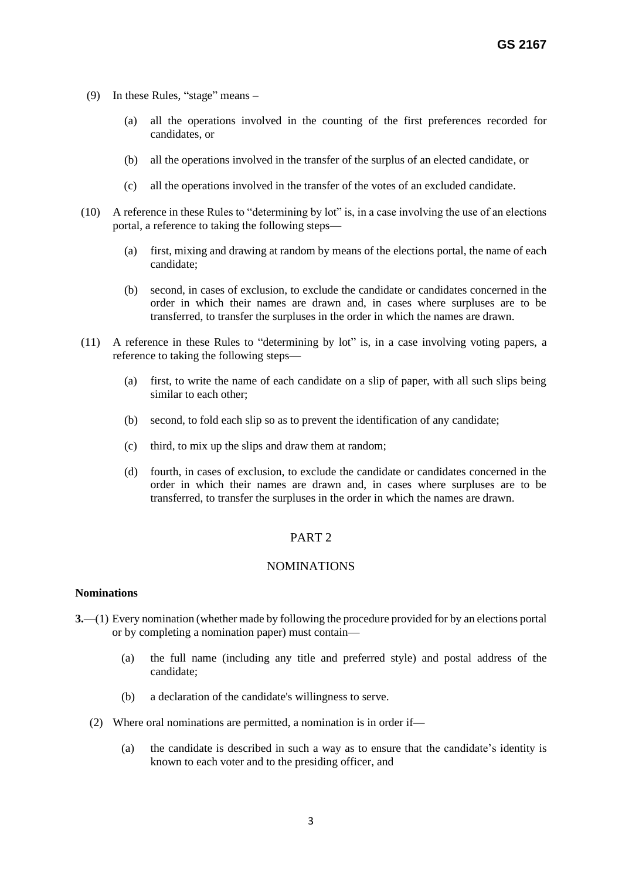(9) In these Rules, "stage" means –

(a) all the operations involved in the counting of the first preferences recorded for candidates, or

(b) all the operations involved in the transfer of the surplus of an elected candidate, or

(c) all the operations involved in the transfer of the votes of an excluded candidate.

(10) A reference in these Rules to "determining by lot" is, in a case involving the use of an elections portal, a reference to taking the following steps—

(a) first, mixing and drawing at random by means of the elections portal, the name of each candidate;

(b) second, in cases of exclusion, to exclude the candidate or candidates concerned in the order in which their names are drawn and, in cases where surpluses are to be transferred, to transfer the surpluses in the order in which the names are drawn.

(11) A reference in these Rules to "determining by lot" is, in a case involving voting papers, a reference to taking the following steps—

(a) first, to write the name of each candidate on a slip of paper, with all such slips being similar to each other;

(b) second, to fold each slip so as to prevent the identification of any candidate;

(c) third, to mix up the slips and draw them at random;

(d) fourth, in cases of exclusion, to exclude the candidate or candidates concerned in the order in which their names are drawn and, in cases where surpluses are to be transferred, to transfer the surpluses in the order in which the names are drawn.

## PART 2

## NOMINATIONS

**Nominations**

**3.**—(1) Every nomination (whether made by following the procedure provided for by an elections portal or by completing a nomination paper) must contain—

(a) the full name (including any title and preferred style) and postal address of the candidate;

(b) a declaration of the candidate's willingness to serve.

(2) Where oral nominations are permitted, a nomination is in order if—

(a) the candidate is described in such a way as to ensure that the candidate's identity is known to each voter and to the presiding officer, and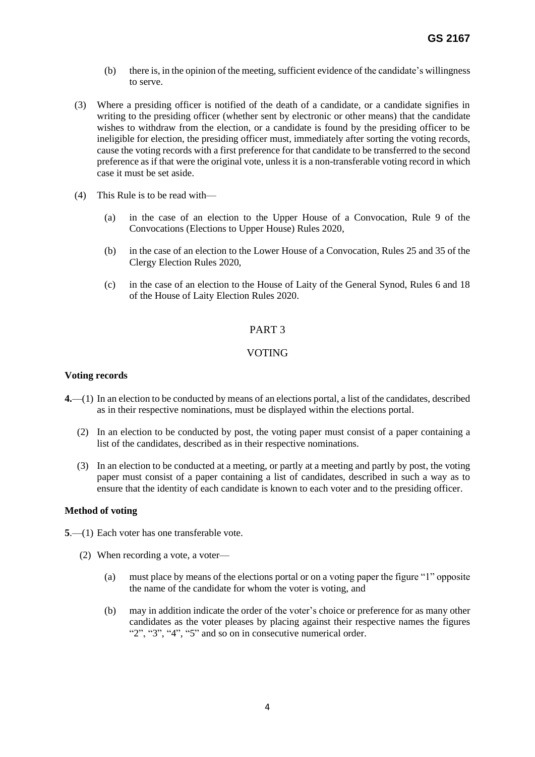(b) there is, in the opinion of the meeting, sufficient evidence of the candidate's willingness to serve.

(3) Where a presiding officer is notified of the death of a candidate, or a candidate signifies in writing to the presiding officer (whether sent by electronic or other means) that the candidate wishes to withdraw from the election, or a candidate is found by the presiding officer to be ineligible for election, the presiding officer must, immediately after sorting the voting records, cause the voting records with a first preference for that candidate to be transferred to the second preference as if that were the original vote, unless it is a non-transferable voting record in which case it must be set aside.

(4) This Rule is to be read with—

(a) in the case of an election to the Upper House of a Convocation, Rule 9 of the Convocations (Elections to Upper House) Rules 2020,

(b) in the case of an election to the Lower House of a Convocation, Rules 25 and 35 of the Clergy Election Rules 2020,

(c) in the case of an election to the House of Laity of the General Synod, Rules 6 and 18 of the House of Laity Election Rules 2020.

## PART 3

## VOTING

**Voting records**

**4.**—(1) In an election to be conducted by means of an elections portal, a list of the candidates, described as in their respective nominations, must be displayed within the elections portal.

(2) In an election to be conducted by post, the voting paper must consist of a paper containing a list of the candidates, described as in their respective nominations.

(3) In an election to be conducted at a meeting, or partly at a meeting and partly by post, the voting paper must consist of a paper containing a list of candidates, described in such a way as to ensure that the identity of each candidate is known to each voter and to the presiding officer.

**Method of voting**

**5**.—(1) Each voter has one transferable vote.

(2) When recording a vote, a voter—

(a) must place by means of the elections portal or on a voting paper the figure "1" opposite the name of the candidate for whom the voter is voting, and

(b) may in addition indicate the order of the voter's choice or preference for as many other candidates as the voter pleases by placing against their respective names the figures "2", "3", "4", "5" and so on in consecutive numerical order.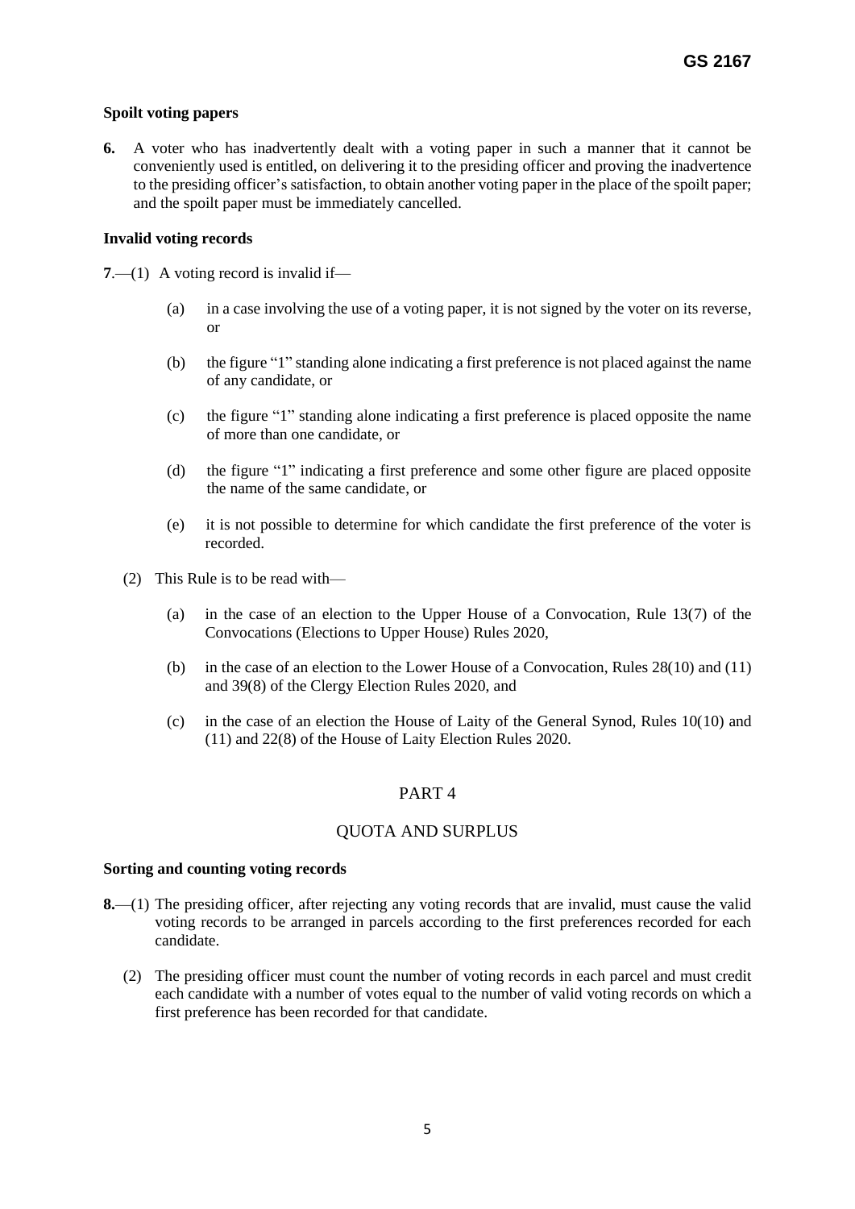**Spoilt voting papers**

**6.** A voter who has inadvertently dealt with a voting paper in such a manner that it cannot be conveniently used is entitled, on delivering it to the presiding officer and proving the inadvertence to the presiding officer's satisfaction, to obtain another voting paper in the place of the spoilt paper; and the spoilt paper must be immediately cancelled.

**Invalid voting records**

**7**.—(1) A voting record is invalid if—

(a) in a case involving the use of a voting paper, it is not signed by the voter on its reverse, or

(b) the figure "1" standing alone indicating a first preference is not placed against the name of any candidate, or

(c) the figure "1" standing alone indicating a first preference is placed opposite the name of more than one candidate, or

(d) the figure "1" indicating a first preference and some other figure are placed opposite the name of the same candidate, or

(e) it is not possible to determine for which candidate the first preference of the voter is recorded.

(2) This Rule is to be read with—

(a) in the case of an election to the Upper House of a Convocation, Rule 13(7) of the Convocations (Elections to Upper House) Rules 2020,

(b) in the case of an election to the Lower House of a Convocation, Rules 28(10) and (11) and 39(8) of the Clergy Election Rules 2020, and

(c) in the case of an election the House of Laity of the General Synod, Rules 10(10) and (11) and 22(8) of the House of Laity Election Rules 2020.

PART 4

QUOTA AND SURPLUS

**Sorting and counting voting records**

**8.**—(1) The presiding officer, after rejecting any voting records that are invalid, must cause the valid voting records to be arranged in parcels according to the first preferences recorded for each candidate.

(2) The presiding officer must count the number of voting records in each parcel and must credit each candidate with a number of votes equal to the number of valid voting records on which a first preference has been recorded for that candidate.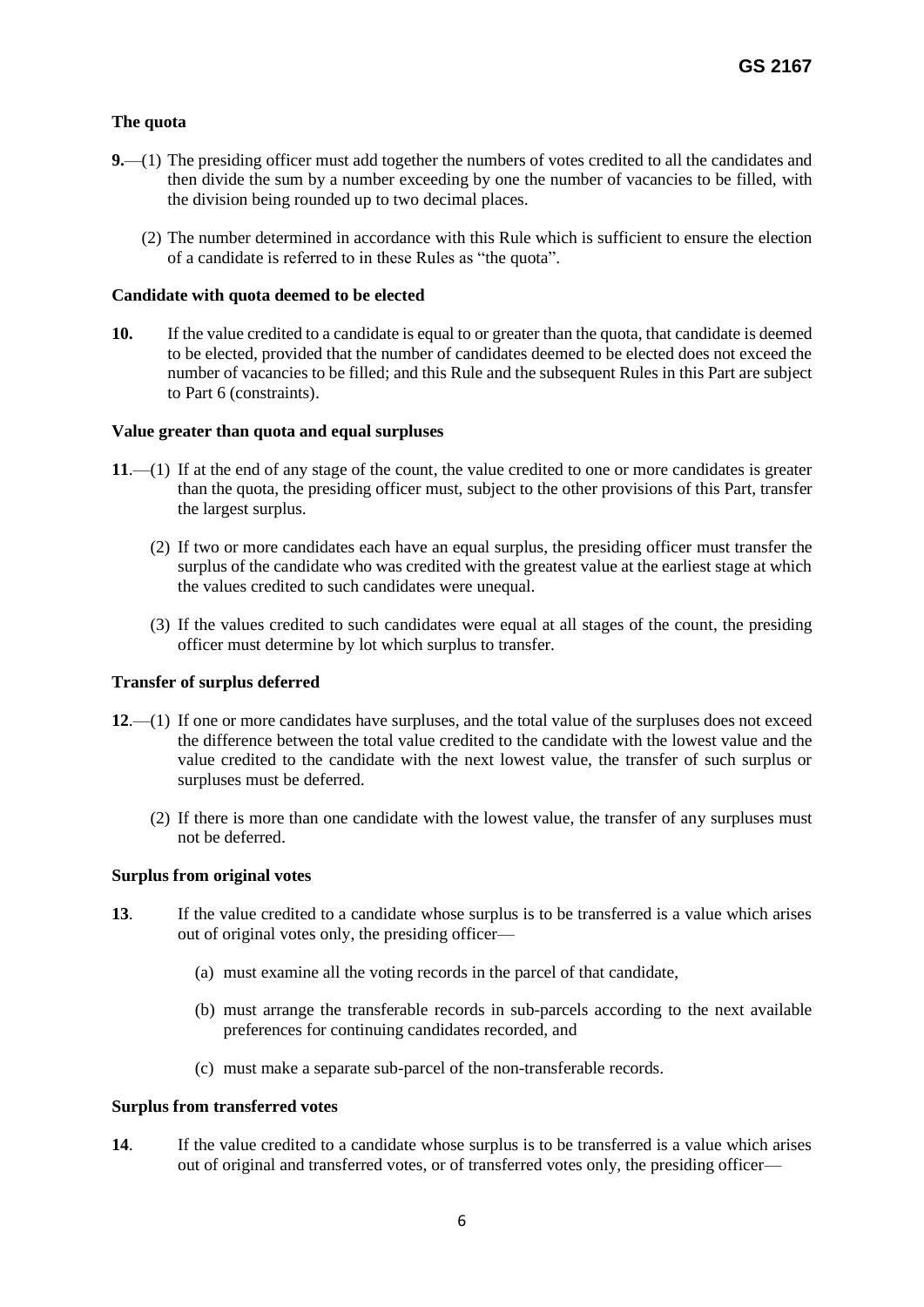### The quota

**9.**—(1) The presiding officer must add together the numbers of votes credited to all the candidates and then divide the sum by a number exceeding by one the number of vacancies to be filled, with the division being rounded up to two decimal places.

(2) The number determined in accordance with this Rule which is sufficient to ensure the election of a candidate is referred to in these Rules as "the quota".

### Candidate with quota deemed to be elected

**10.** If the value credited to a candidate is equal to or greater than the quota, that candidate is deemed to be elected, provided that the number of candidates deemed to be elected does not exceed the number of vacancies to be filled; and this Rule and the subsequent Rules in this Part are subject to Part 6 (constraints).

### Value greater than quota and equal surpluses

**11**.—(1) If at the end of any stage of the count, the value credited to one or more candidates is greater than the quota, the presiding officer must, subject to the other provisions of this Part, transfer the largest surplus.

(2) If two or more candidates each have an equal surplus, the presiding officer must transfer the surplus of the candidate who was credited with the greatest value at the earliest stage at which the values credited to such candidates were unequal.

(3) If the values credited to such candidates were equal at all stages of the count, the presiding officer must determine by lot which surplus to transfer.

### Transfer of surplus deferred

**12**.—(1) If one or more candidates have surpluses, and the total value of the surpluses does not exceed the difference between the total value credited to the candidate with the lowest value and the value credited to the candidate with the next lowest value, the transfer of such surplus or surpluses must be deferred.

(2) If there is more than one candidate with the lowest value, the transfer of any surpluses must not be deferred.

### Surplus from original votes

**13**. If the value credited to a candidate whose surplus is to be transferred is a value which arises out of original votes only, the presiding officer—

(a) must examine all the voting records in the parcel of that candidate,

(b) must arrange the transferable records in sub-parcels according to the next available preferences for continuing candidates recorded, and

(c) must make a separate sub-parcel of the non-transferable records.

### Surplus from transferred votes

**14**. If the value credited to a candidate whose surplus is to be transferred is a value which arises out of original and transferred votes, or of transferred votes only, the presiding officer—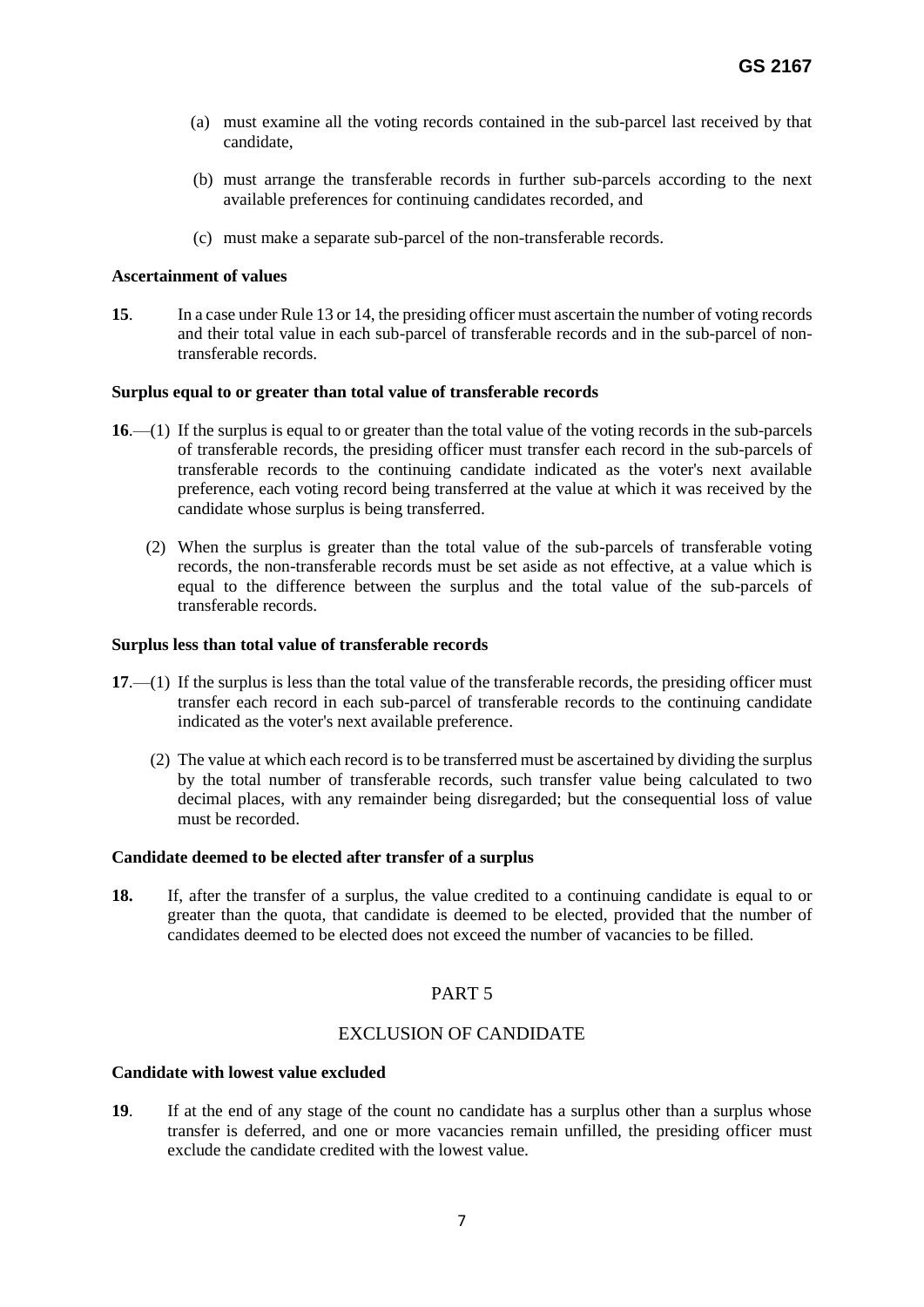(a) must examine all the voting records contained in the sub-parcel last received by that candidate,

(b) must arrange the transferable records in further sub-parcels according to the next available preferences for continuing candidates recorded, and

(c) must make a separate sub-parcel of the non-transferable records.

**Ascertainment of values**

**15**. In a case under Rule 13 or 14, the presiding officer must ascertain the number of voting records and their total value in each sub-parcel of transferable records and in the sub-parcel of non-transferable records.

**Surplus equal to or greater than total value of transferable records**

**16**.—(1) If the surplus is equal to or greater than the total value of the voting records in the sub-parcels of transferable records, the presiding officer must transfer each record in the sub-parcels of transferable records to the continuing candidate indicated as the voter's next available preference, each voting record being transferred at the value at which it was received by the candidate whose surplus is being transferred.

(2) When the surplus is greater than the total value of the sub-parcels of transferable voting records, the non-transferable records must be set aside as not effective, at a value which is equal to the difference between the surplus and the total value of the sub-parcels of transferable records.

**Surplus less than total value of transferable records**

**17**.—(1) If the surplus is less than the total value of the transferable records, the presiding officer must transfer each record in each sub-parcel of transferable records to the continuing candidate indicated as the voter's next available preference.

(2) The value at which each record is to be transferred must be ascertained by dividing the surplus by the total number of transferable records, such transfer value being calculated to two decimal places, with any remainder being disregarded; but the consequential loss of value must be recorded.

**Candidate deemed to be elected after transfer of a surplus**

**18.** If, after the transfer of a surplus, the value credited to a continuing candidate is equal to or greater than the quota, that candidate is deemed to be elected, provided that the number of candidates deemed to be elected does not exceed the number of vacancies to be filled.

## PART 5

## EXCLUSION OF CANDIDATE

**Candidate with lowest value excluded**

**19**. If at the end of any stage of the count no candidate has a surplus other than a surplus whose transfer is deferred, and one or more vacancies remain unfilled, the presiding officer must exclude the candidate credited with the lowest value.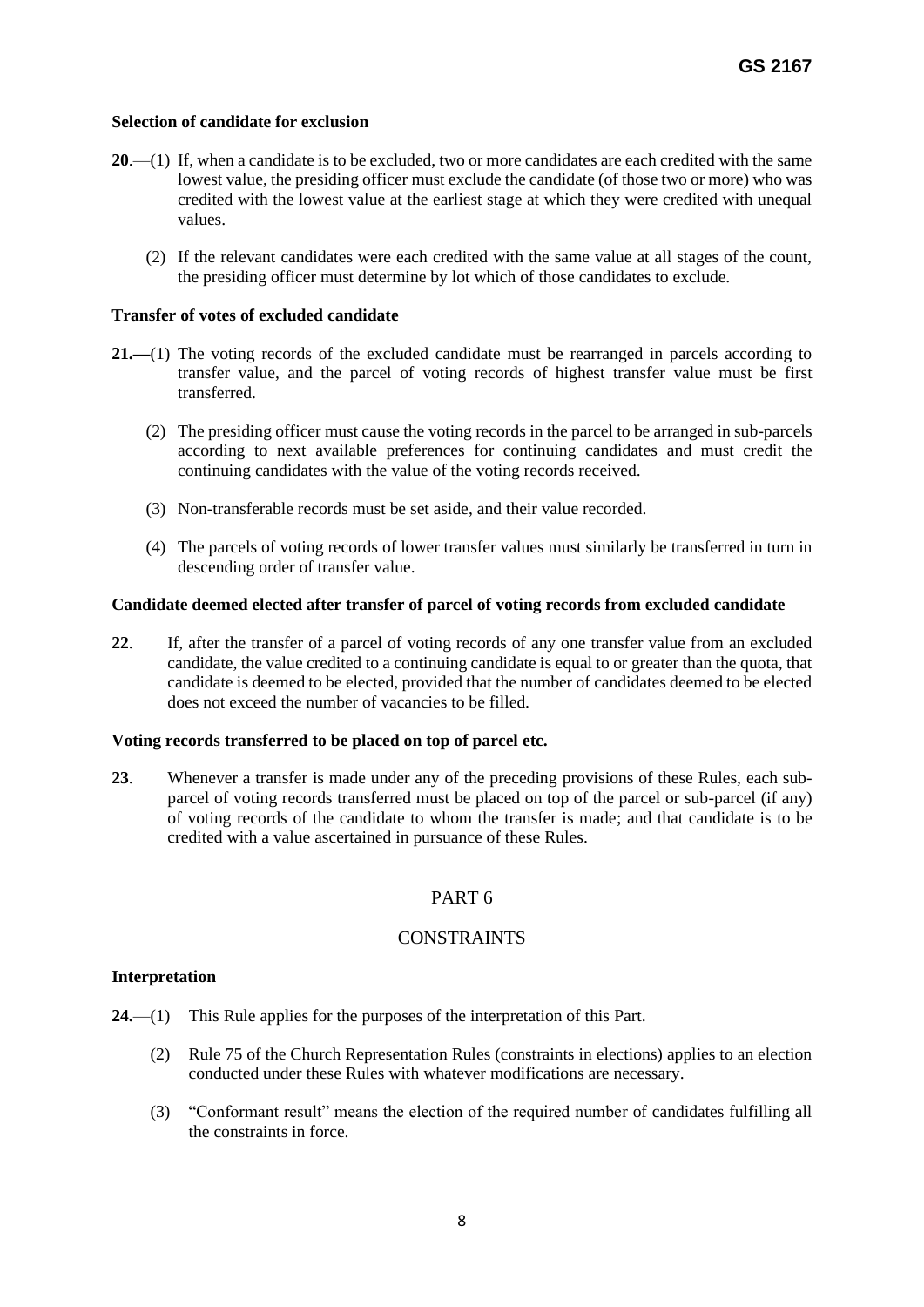**Selection of candidate for exclusion**

**20**.—(1) If, when a candidate is to be excluded, two or more candidates are each credited with the same lowest value, the presiding officer must exclude the candidate (of those two or more) who was credited with the lowest value at the earliest stage at which they were credited with unequal values.

(2) If the relevant candidates were each credited with the same value at all stages of the count, the presiding officer must determine by lot which of those candidates to exclude.

**Transfer of votes of excluded candidate**

**21.—**(1) The voting records of the excluded candidate must be rearranged in parcels according to transfer value, and the parcel of voting records of highest transfer value must be first transferred.

(2) The presiding officer must cause the voting records in the parcel to be arranged in sub-parcels according to next available preferences for continuing candidates and must credit the continuing candidates with the value of the voting records received.

(3) Non-transferable records must be set aside, and their value recorded.

(4) The parcels of voting records of lower transfer values must similarly be transferred in turn in descending order of transfer value.

**Candidate deemed elected after transfer of parcel of voting records from excluded candidate**

**22**. If, after the transfer of a parcel of voting records of any one transfer value from an excluded candidate, the value credited to a continuing candidate is equal to or greater than the quota, that candidate is deemed to be elected, provided that the number of candidates deemed to be elected does not exceed the number of vacancies to be filled.

**Voting records transferred to be placed on top of parcel etc.**

**23**. Whenever a transfer is made under any of the preceding provisions of these Rules, each sub-parcel of voting records transferred must be placed on top of the parcel or sub-parcel (if any) of voting records of the candidate to whom the transfer is made; and that candidate is to be credited with a value ascertained in pursuance of these Rules.

PART 6

CONSTRAINTS

**Interpretation**

**24.**—(1) This Rule applies for the purposes of the interpretation of this Part.

(2) Rule 75 of the Church Representation Rules (constraints in elections) applies to an election conducted under these Rules with whatever modifications are necessary.

(3) "Conformant result" means the election of the required number of candidates fulfilling all the constraints in force.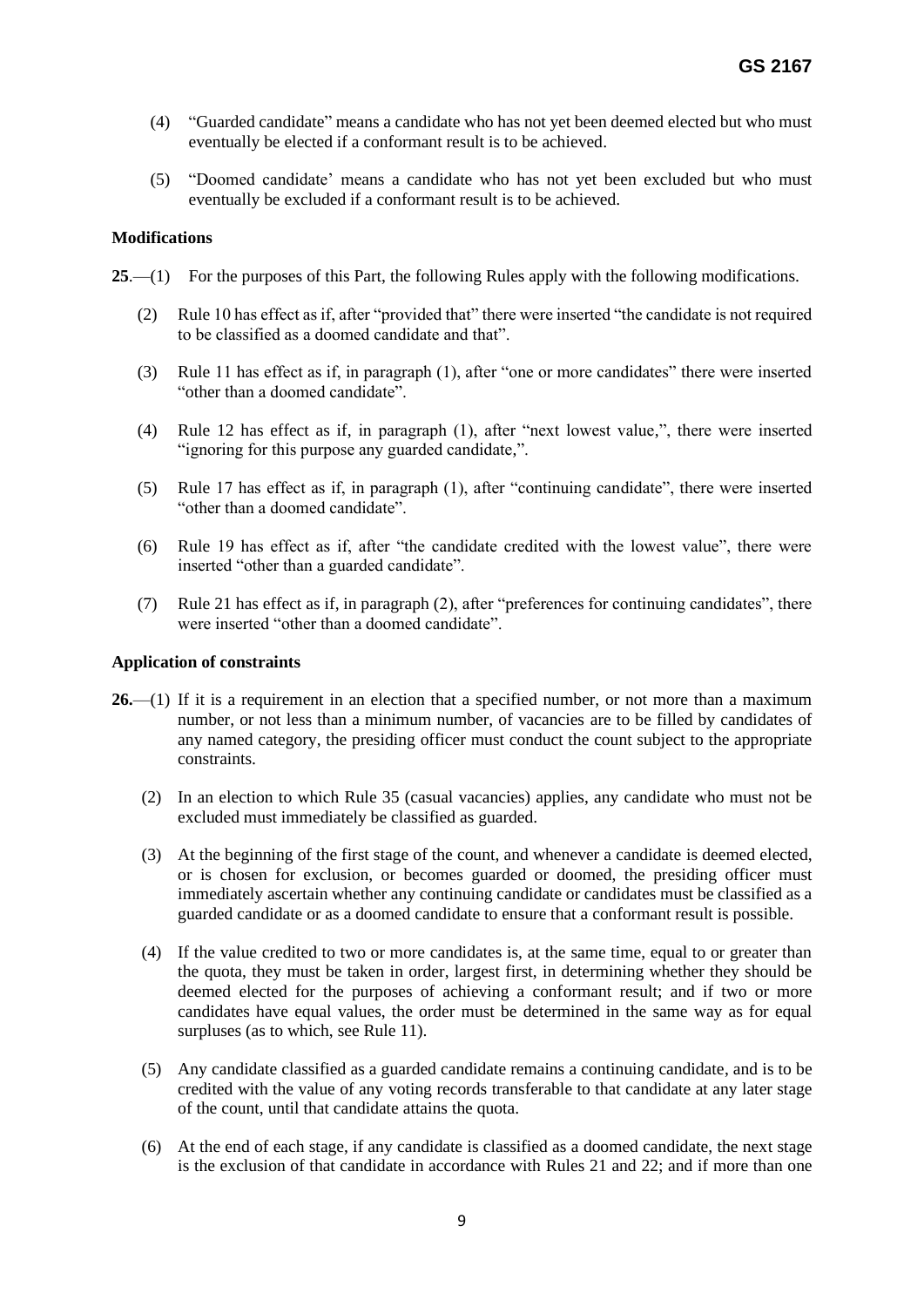(4) "Guarded candidate" means a candidate who has not yet been deemed elected but who must eventually be elected if a conformant result is to be achieved.

(5) "Doomed candidate' means a candidate who has not yet been excluded but who must eventually be excluded if a conformant result is to be achieved.

**Modifications**

**25**.—(1) For the purposes of this Part, the following Rules apply with the following modifications.

(2) Rule 10 has effect as if, after "provided that" there were inserted "the candidate is not required to be classified as a doomed candidate and that".

(3) Rule 11 has effect as if, in paragraph (1), after "one or more candidates" there were inserted "other than a doomed candidate".

(4) Rule 12 has effect as if, in paragraph (1), after "next lowest value,", there were inserted "ignoring for this purpose any guarded candidate,".

(5) Rule 17 has effect as if, in paragraph (1), after "continuing candidate", there were inserted "other than a doomed candidate".

(6) Rule 19 has effect as if, after "the candidate credited with the lowest value", there were inserted "other than a guarded candidate".

(7) Rule 21 has effect as if, in paragraph (2), after "preferences for continuing candidates", there were inserted "other than a doomed candidate".

**Application of constraints**

**26.**—(1) If it is a requirement in an election that a specified number, or not more than a maximum number, or not less than a minimum number, of vacancies are to be filled by candidates of any named category, the presiding officer must conduct the count subject to the appropriate constraints.

(2) In an election to which Rule 35 (casual vacancies) applies, any candidate who must not be excluded must immediately be classified as guarded.

(3) At the beginning of the first stage of the count, and whenever a candidate is deemed elected, or is chosen for exclusion, or becomes guarded or doomed, the presiding officer must immediately ascertain whether any continuing candidate or candidates must be classified as a guarded candidate or as a doomed candidate to ensure that a conformant result is possible.

(4) If the value credited to two or more candidates is, at the same time, equal to or greater than the quota, they must be taken in order, largest first, in determining whether they should be deemed elected for the purposes of achieving a conformant result; and if two or more candidates have equal values, the order must be determined in the same way as for equal surpluses (as to which, see Rule 11).

(5) Any candidate classified as a guarded candidate remains a continuing candidate, and is to be credited with the value of any voting records transferable to that candidate at any later stage of the count, until that candidate attains the quota.

(6) At the end of each stage, if any candidate is classified as a doomed candidate, the next stage is the exclusion of that candidate in accordance with Rules 21 and 22; and if more than one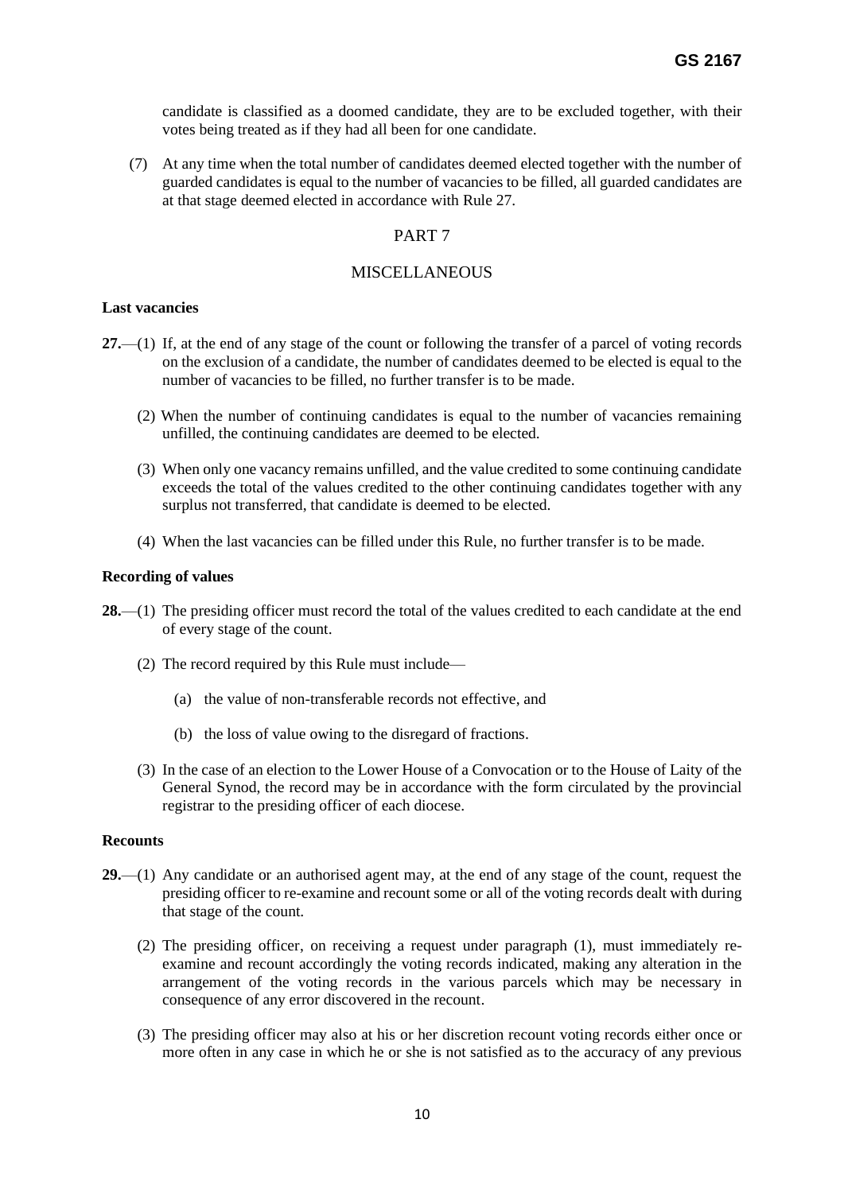candidate is classified as a doomed candidate, they are to be excluded together, with their votes being treated as if they had all been for one candidate.

(7) At any time when the total number of candidates deemed elected together with the number of guarded candidates is equal to the number of vacancies to be filled, all guarded candidates are at that stage deemed elected in accordance with Rule 27.

## PART 7

## MISCELLANEOUS

**Last vacancies**

**27.**—(1) If, at the end of any stage of the count or following the transfer of a parcel of voting records on the exclusion of a candidate, the number of candidates deemed to be elected is equal to the number of vacancies to be filled, no further transfer is to be made.

(2) When the number of continuing candidates is equal to the number of vacancies remaining unfilled, the continuing candidates are deemed to be elected.

(3) When only one vacancy remains unfilled, and the value credited to some continuing candidate exceeds the total of the values credited to the other continuing candidates together with any surplus not transferred, that candidate is deemed to be elected.

(4) When the last vacancies can be filled under this Rule, no further transfer is to be made.

**Recording of values**

**28.**—(1) The presiding officer must record the total of the values credited to each candidate at the end of every stage of the count.

(2) The record required by this Rule must include—

(a) the value of non-transferable records not effective, and

(b) the loss of value owing to the disregard of fractions.

(3) In the case of an election to the Lower House of a Convocation or to the House of Laity of the General Synod, the record may be in accordance with the form circulated by the provincial registrar to the presiding officer of each diocese.

**Recounts**

**29.**—(1) Any candidate or an authorised agent may, at the end of any stage of the count, request the presiding officer to re-examine and recount some or all of the voting records dealt with during that stage of the count.

(2) The presiding officer, on receiving a request under paragraph (1), must immediately re-examine and recount accordingly the voting records indicated, making any alteration in the arrangement of the voting records in the various parcels which may be necessary in consequence of any error discovered in the recount.

(3) The presiding officer may also at his or her discretion recount voting records either once or more often in any case in which he or she is not satisfied as to the accuracy of any previous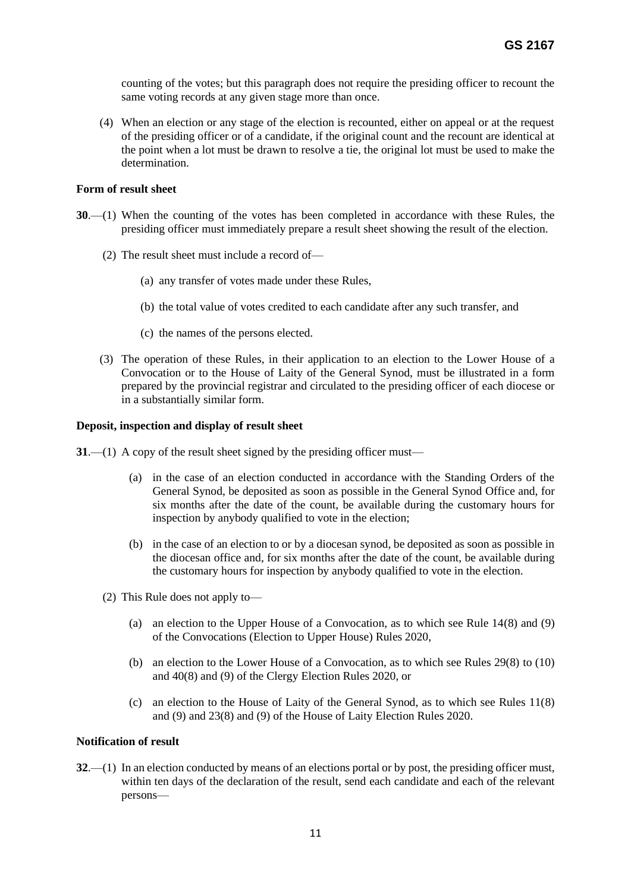counting of the votes; but this paragraph does not require the presiding officer to recount the same voting records at any given stage more than once.

(4) When an election or any stage of the election is recounted, either on appeal or at the request of the presiding officer or of a candidate, if the original count and the recount are identical at the point when a lot must be drawn to resolve a tie, the original lot must be used to make the determination.

**Form of result sheet**

**30**.—(1) When the counting of the votes has been completed in accordance with these Rules, the presiding officer must immediately prepare a result sheet showing the result of the election.

(2) The result sheet must include a record of—

(a) any transfer of votes made under these Rules,

(b) the total value of votes credited to each candidate after any such transfer, and

(c) the names of the persons elected.

(3) The operation of these Rules, in their application to an election to the Lower House of a Convocation or to the House of Laity of the General Synod, must be illustrated in a form prepared by the provincial registrar and circulated to the presiding officer of each diocese or in a substantially similar form.

**Deposit, inspection and display of result sheet**

**31**.—(1) A copy of the result sheet signed by the presiding officer must—

(a) in the case of an election conducted in accordance with the Standing Orders of the General Synod, be deposited as soon as possible in the General Synod Office and, for six months after the date of the count, be available during the customary hours for inspection by anybody qualified to vote in the election;

(b) in the case of an election to or by a diocesan synod, be deposited as soon as possible in the diocesan office and, for six months after the date of the count, be available during the customary hours for inspection by anybody qualified to vote in the election.

(2) This Rule does not apply to—

(a) an election to the Upper House of a Convocation, as to which see Rule 14(8) and (9) of the Convocations (Election to Upper House) Rules 2020,

(b) an election to the Lower House of a Convocation, as to which see Rules 29(8) to (10) and 40(8) and (9) of the Clergy Election Rules 2020, or

(c) an election to the House of Laity of the General Synod, as to which see Rules 11(8) and (9) and 23(8) and (9) of the House of Laity Election Rules 2020.

**Notification of result**

**32**.—(1) In an election conducted by means of an elections portal or by post, the presiding officer must, within ten days of the declaration of the result, send each candidate and each of the relevant persons—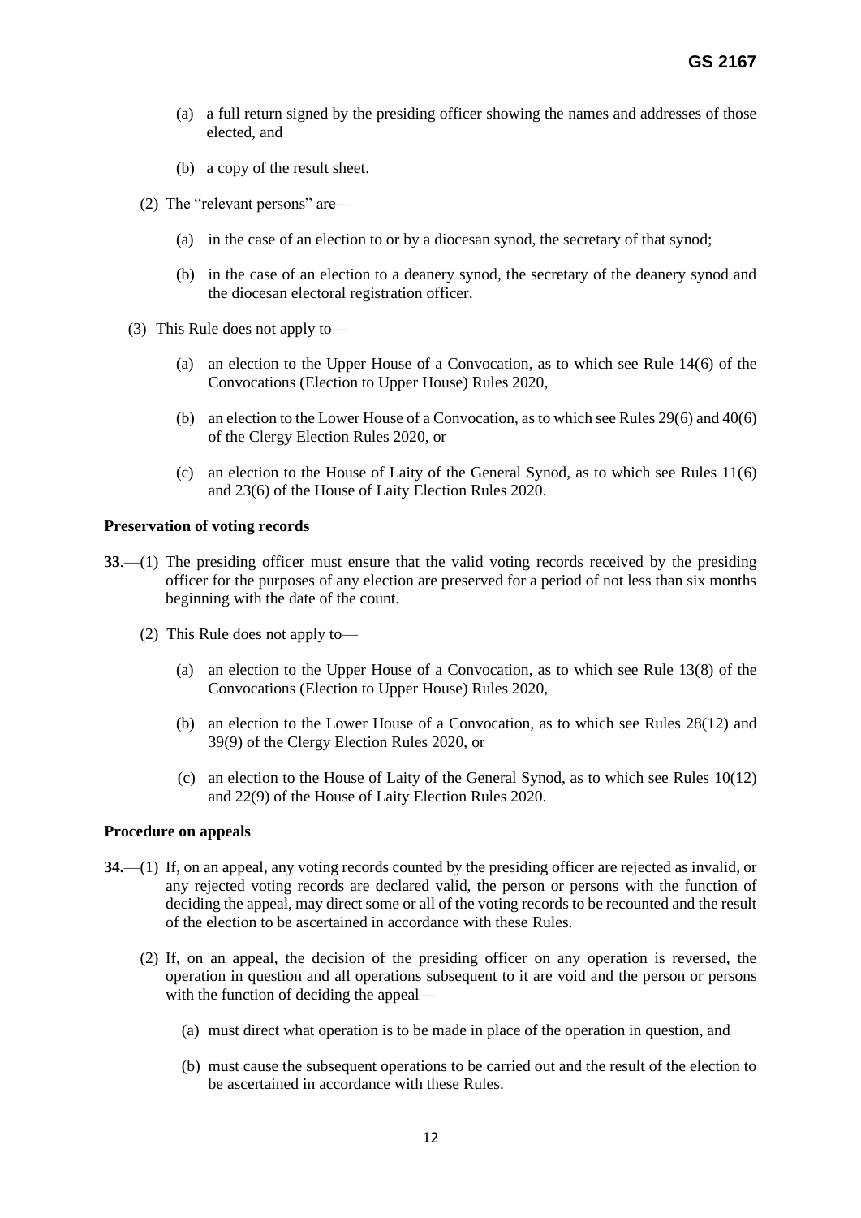(a) a full return signed by the presiding officer showing the names and addresses of those elected, and

(b) a copy of the result sheet.

(2) The "relevant persons" are—

(a) in the case of an election to or by a diocesan synod, the secretary of that synod;

(b) in the case of an election to a deanery synod, the secretary of the deanery synod and the diocesan electoral registration officer.

(3) This Rule does not apply to—

(a) an election to the Upper House of a Convocation, as to which see Rule 14(6) of the Convocations (Election to Upper House) Rules 2020,

(b) an election to the Lower House of a Convocation, as to which see Rules 29(6) and 40(6) of the Clergy Election Rules 2020, or

(c) an election to the House of Laity of the General Synod, as to which see Rules 11(6) and 23(6) of the House of Laity Election Rules 2020.

**Preservation of voting records**

**33**.—(1) The presiding officer must ensure that the valid voting records received by the presiding officer for the purposes of any election are preserved for a period of not less than six months beginning with the date of the count.

(2) This Rule does not apply to—

(a) an election to the Upper House of a Convocation, as to which see Rule 13(8) of the Convocations (Election to Upper House) Rules 2020,

(b) an election to the Lower House of a Convocation, as to which see Rules 28(12) and 39(9) of the Clergy Election Rules 2020, or

(c) an election to the House of Laity of the General Synod, as to which see Rules 10(12) and 22(9) of the House of Laity Election Rules 2020.

**Procedure on appeals**

**34.**—(1) If, on an appeal, any voting records counted by the presiding officer are rejected as invalid, or any rejected voting records are declared valid, the person or persons with the function of deciding the appeal, may direct some or all of the voting records to be recounted and the result of the election to be ascertained in accordance with these Rules.

(2) If, on an appeal, the decision of the presiding officer on any operation is reversed, the operation in question and all operations subsequent to it are void and the person or persons with the function of deciding the appeal—

(a) must direct what operation is to be made in place of the operation in question, and

(b) must cause the subsequent operations to be carried out and the result of the election to be ascertained in accordance with these Rules.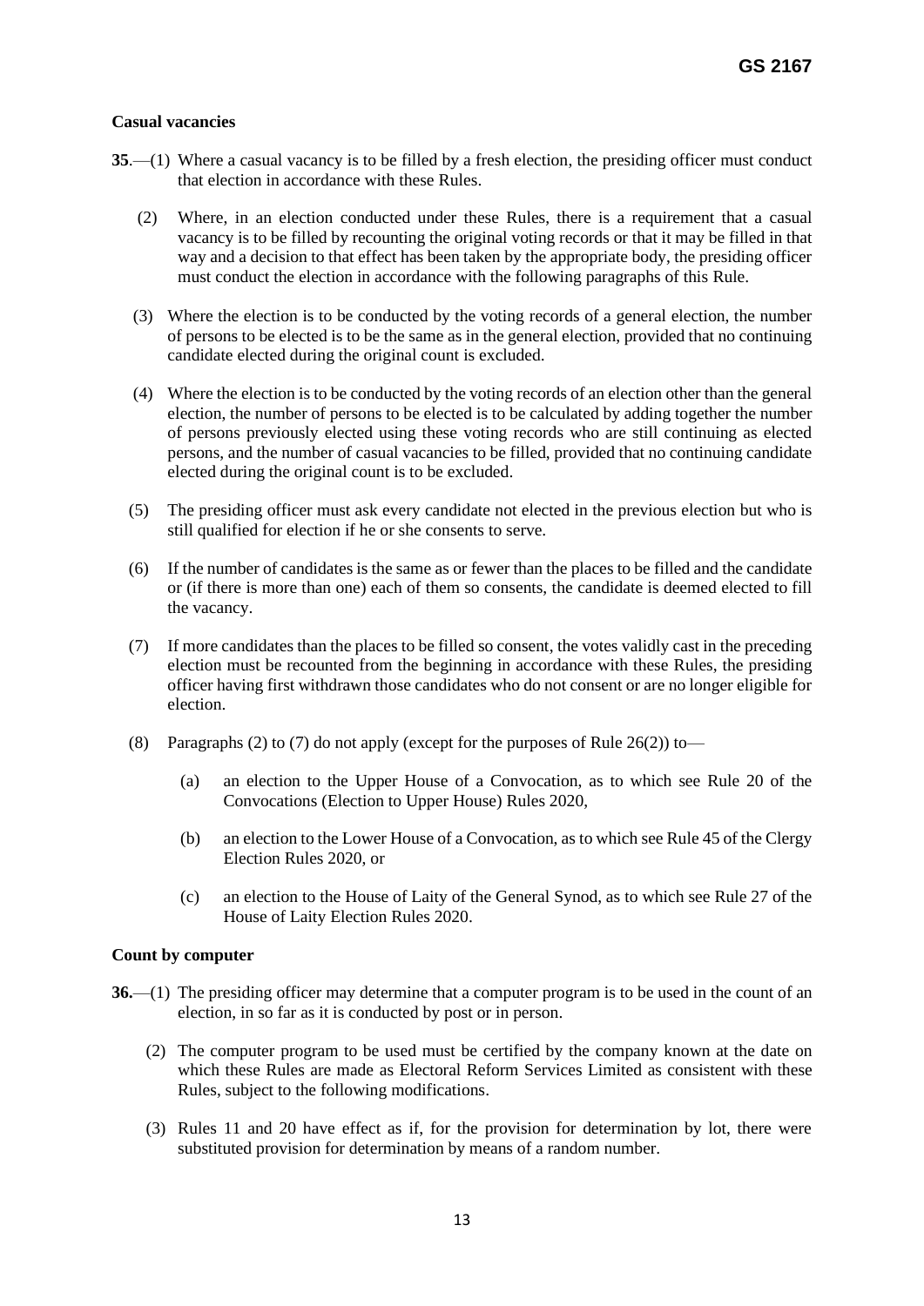**Casual vacancies**

**35**.—(1) Where a casual vacancy is to be filled by a fresh election, the presiding officer must conduct that election in accordance with these Rules.

(2) Where, in an election conducted under these Rules, there is a requirement that a casual vacancy is to be filled by recounting the original voting records or that it may be filled in that way and a decision to that effect has been taken by the appropriate body, the presiding officer must conduct the election in accordance with the following paragraphs of this Rule.

(3) Where the election is to be conducted by the voting records of a general election, the number of persons to be elected is to be the same as in the general election, provided that no continuing candidate elected during the original count is excluded.

(4) Where the election is to be conducted by the voting records of an election other than the general election, the number of persons to be elected is to be calculated by adding together the number of persons previously elected using these voting records who are still continuing as elected persons, and the number of casual vacancies to be filled, provided that no continuing candidate elected during the original count is to be excluded.

(5) The presiding officer must ask every candidate not elected in the previous election but who is still qualified for election if he or she consents to serve.

(6) If the number of candidates is the same as or fewer than the places to be filled and the candidate or (if there is more than one) each of them so consents, the candidate is deemed elected to fill the vacancy.

(7) If more candidates than the places to be filled so consent, the votes validly cast in the preceding election must be recounted from the beginning in accordance with these Rules, the presiding officer having first withdrawn those candidates who do not consent or are no longer eligible for election.

(8) Paragraphs (2) to (7) do not apply (except for the purposes of Rule 26(2)) to—

(a) an election to the Upper House of a Convocation, as to which see Rule 20 of the Convocations (Election to Upper House) Rules 2020,

(b) an election to the Lower House of a Convocation, as to which see Rule 45 of the Clergy Election Rules 2020, or

(c) an election to the House of Laity of the General Synod, as to which see Rule 27 of the House of Laity Election Rules 2020.

**Count by computer**

**36.**—(1) The presiding officer may determine that a computer program is to be used in the count of an election, in so far as it is conducted by post or in person.

(2) The computer program to be used must be certified by the company known at the date on which these Rules are made as Electoral Reform Services Limited as consistent with these Rules, subject to the following modifications.

(3) Rules 11 and 20 have effect as if, for the provision for determination by lot, there were substituted provision for determination by means of a random number.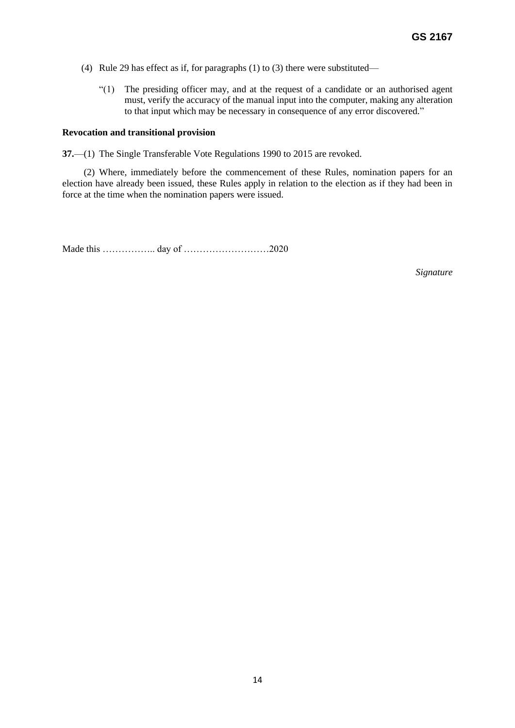(4) Rule 29 has effect as if, for paragraphs (1) to (3) there were substituted—

> "(1) The presiding officer may, and at the request of a candidate or an authorised agent must, verify the accuracy of the manual input into the computer, making any alteration to that input which may be necessary in consequence of any error discovered."

**Revocation and transitional provision**

**37.**—(1) The Single Transferable Vote Regulations 1990 to 2015 are revoked.

(2) Where, immediately before the commencement of these Rules, nomination papers for an election have already been issued, these Rules apply in relation to the election as if they had been in force at the time when the nomination papers were issued.

Made this …………….. day of ………………………2020

*Signature*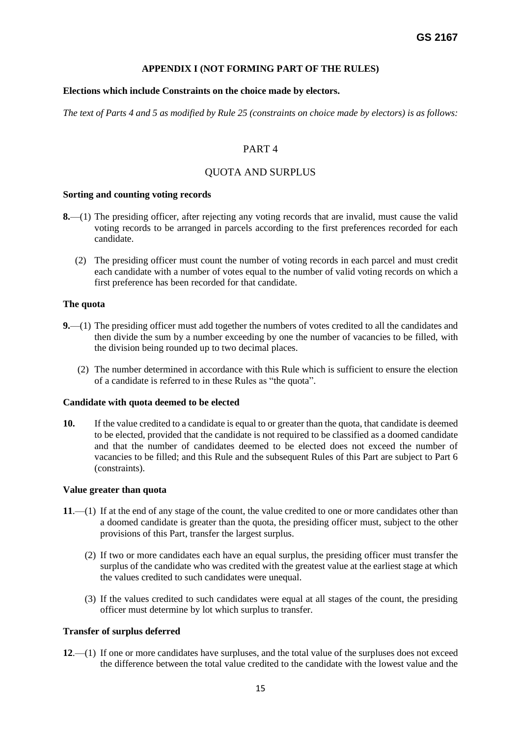**APPENDIX I (NOT FORMING PART OF THE RULES)**

**Elections which include Constraints on the choice made by electors.**

*The text of Parts 4 and 5 as modified by Rule 25 (constraints on choice made by electors) is as follows:*

## PART 4

## QUOTA AND SURPLUS

**Sorting and counting voting records**

**8.**—(1) The presiding officer, after rejecting any voting records that are invalid, must cause the valid voting records to be arranged in parcels according to the first preferences recorded for each candidate.

(2) The presiding officer must count the number of voting records in each parcel and must credit each candidate with a number of votes equal to the number of valid voting records on which a first preference has been recorded for that candidate.

**The quota**

**9.**—(1) The presiding officer must add together the numbers of votes credited to all the candidates and then divide the sum by a number exceeding by one the number of vacancies to be filled, with the division being rounded up to two decimal places.

(2) The number determined in accordance with this Rule which is sufficient to ensure the election of a candidate is referred to in these Rules as "the quota".

**Candidate with quota deemed to be elected**

**10.** If the value credited to a candidate is equal to or greater than the quota, that candidate is deemed to be elected, provided that the candidate is not required to be classified as a doomed candidate and that the number of candidates deemed to be elected does not exceed the number of vacancies to be filled; and this Rule and the subsequent Rules of this Part are subject to Part 6 (constraints).

**Value greater than quota**

**11**.—(1) If at the end of any stage of the count, the value credited to one or more candidates other than a doomed candidate is greater than the quota, the presiding officer must, subject to the other provisions of this Part, transfer the largest surplus.

(2) If two or more candidates each have an equal surplus, the presiding officer must transfer the surplus of the candidate who was credited with the greatest value at the earliest stage at which the values credited to such candidates were unequal.

(3) If the values credited to such candidates were equal at all stages of the count, the presiding officer must determine by lot which surplus to transfer.

**Transfer of surplus deferred**

**12**.—(1) If one or more candidates have surpluses, and the total value of the surpluses does not exceed the difference between the total value credited to the candidate with the lowest value and the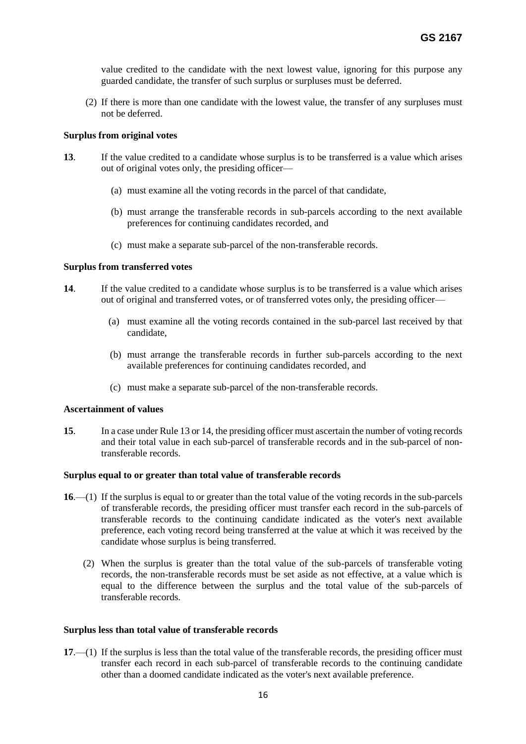value credited to the candidate with the next lowest value, ignoring for this purpose any guarded candidate, the transfer of such surplus or surpluses must be deferred.

(2) If there is more than one candidate with the lowest value, the transfer of any surpluses must not be deferred.

**Surplus from original votes**

**13**. If the value credited to a candidate whose surplus is to be transferred is a value which arises out of original votes only, the presiding officer—

(a) must examine all the voting records in the parcel of that candidate,

(b) must arrange the transferable records in sub-parcels according to the next available preferences for continuing candidates recorded, and

(c) must make a separate sub-parcel of the non-transferable records.

**Surplus from transferred votes**

**14**. If the value credited to a candidate whose surplus is to be transferred is a value which arises out of original and transferred votes, or of transferred votes only, the presiding officer—

(a) must examine all the voting records contained in the sub-parcel last received by that candidate,

(b) must arrange the transferable records in further sub-parcels according to the next available preferences for continuing candidates recorded, and

(c) must make a separate sub-parcel of the non-transferable records.

**Ascertainment of values**

**15**. In a case under Rule 13 or 14, the presiding officer must ascertain the number of voting records and their total value in each sub-parcel of transferable records and in the sub-parcel of non-transferable records.

**Surplus equal to or greater than total value of transferable records**

**16**.—(1) If the surplus is equal to or greater than the total value of the voting records in the sub-parcels of transferable records, the presiding officer must transfer each record in the sub-parcels of transferable records to the continuing candidate indicated as the voter's next available preference, each voting record being transferred at the value at which it was received by the candidate whose surplus is being transferred.

(2) When the surplus is greater than the total value of the sub-parcels of transferable voting records, the non-transferable records must be set aside as not effective, at a value which is equal to the difference between the surplus and the total value of the sub-parcels of transferable records.

**Surplus less than total value of transferable records**

**17**.—(1) If the surplus is less than the total value of the transferable records, the presiding officer must transfer each record in each sub-parcel of transferable records to the continuing candidate other than a doomed candidate indicated as the voter's next available preference.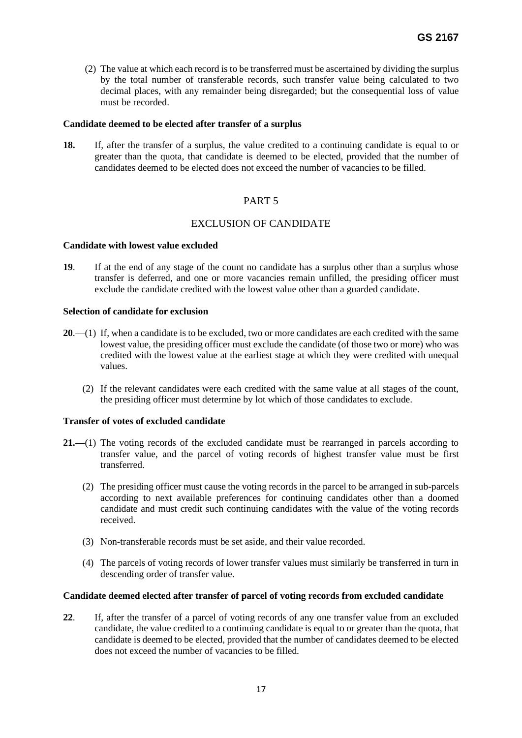(2) The value at which each record is to be transferred must be ascertained by dividing the surplus by the total number of transferable records, such transfer value being calculated to two decimal places, with any remainder being disregarded; but the consequential loss of value must be recorded.

**Candidate deemed to be elected after transfer of a surplus**

**18.** If, after the transfer of a surplus, the value credited to a continuing candidate is equal to or greater than the quota, that candidate is deemed to be elected, provided that the number of candidates deemed to be elected does not exceed the number of vacancies to be filled.

## PART 5

## EXCLUSION OF CANDIDATE

**Candidate with lowest value excluded**

**19**. If at the end of any stage of the count no candidate has a surplus other than a surplus whose transfer is deferred, and one or more vacancies remain unfilled, the presiding officer must exclude the candidate credited with the lowest value other than a guarded candidate.

**Selection of candidate for exclusion**

**20**.—(1) If, when a candidate is to be excluded, two or more candidates are each credited with the same lowest value, the presiding officer must exclude the candidate (of those two or more) who was credited with the lowest value at the earliest stage at which they were credited with unequal values.

(2) If the relevant candidates were each credited with the same value at all stages of the count, the presiding officer must determine by lot which of those candidates to exclude.

**Transfer of votes of excluded candidate**

**21.—**(1) The voting records of the excluded candidate must be rearranged in parcels according to transfer value, and the parcel of voting records of highest transfer value must be first transferred.

(2) The presiding officer must cause the voting records in the parcel to be arranged in sub-parcels according to next available preferences for continuing candidates other than a doomed candidate and must credit such continuing candidates with the value of the voting records received.

(3) Non-transferable records must be set aside, and their value recorded.

(4) The parcels of voting records of lower transfer values must similarly be transferred in turn in descending order of transfer value.

**Candidate deemed elected after transfer of parcel of voting records from excluded candidate**

**22**. If, after the transfer of a parcel of voting records of any one transfer value from an excluded candidate, the value credited to a continuing candidate is equal to or greater than the quota, that candidate is deemed to be elected, provided that the number of candidates deemed to be elected does not exceed the number of vacancies to be filled.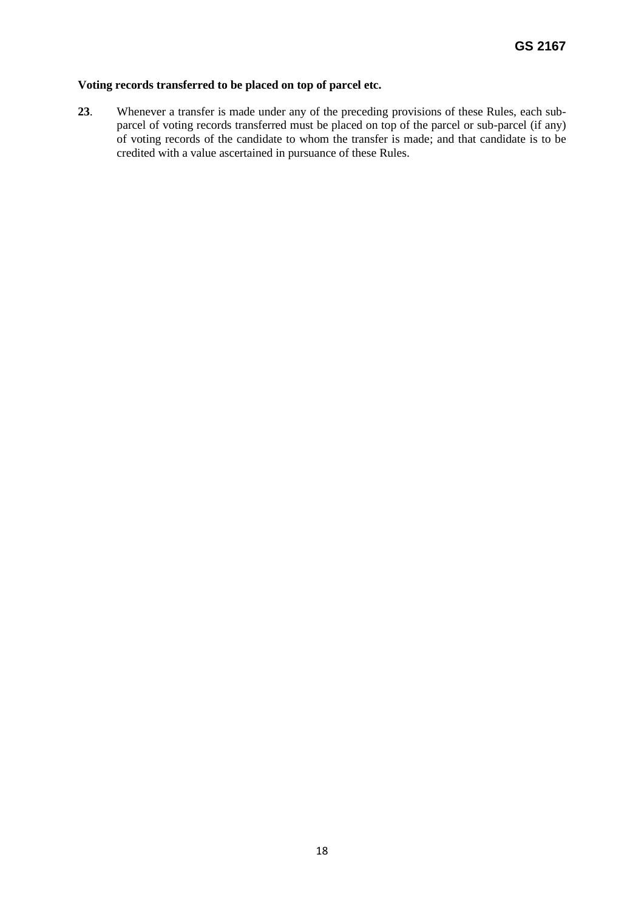**Voting records transferred to be placed on top of parcel etc.**

**23**. Whenever a transfer is made under any of the preceding provisions of these Rules, each sub-parcel of voting records transferred must be placed on top of the parcel or sub-parcel (if any) of voting records of the candidate to whom the transfer is made; and that candidate is to be credited with a value ascertained in pursuance of these Rules.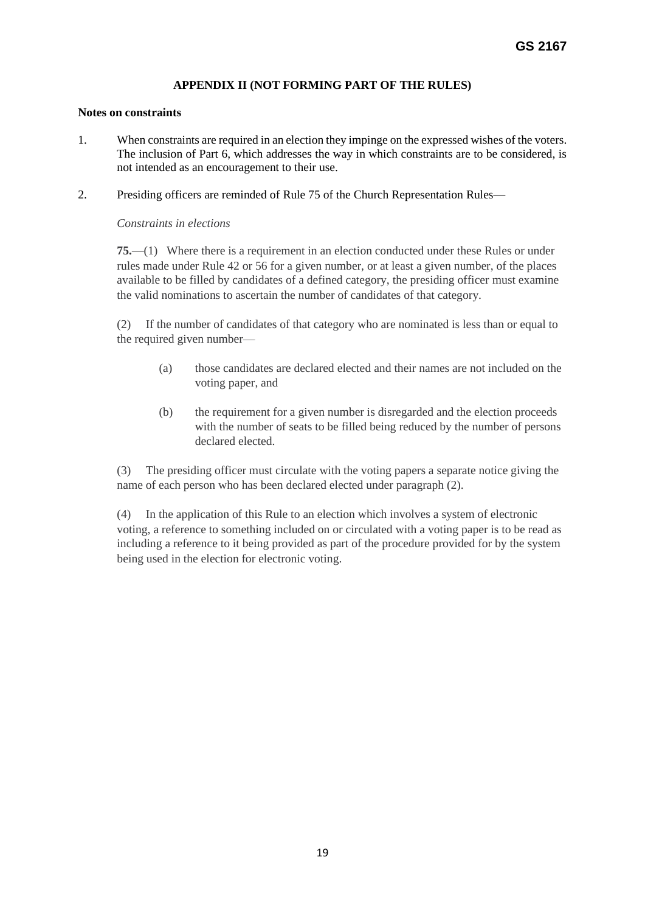## APPENDIX II (NOT FORMING PART OF THE RULES)

**Notes on constraints**

1. When constraints are required in an election they impinge on the expressed wishes of the voters. The inclusion of Part 6, which addresses the way in which constraints are to be considered, is not intended as an encouragement to their use.

2. Presiding officers are reminded of Rule 75 of the Church Representation Rules—

   *Constraints in elections*

   **75.**—(1) Where there is a requirement in an election conducted under these Rules or under rules made under Rule 42 or 56 for a given number, or at least a given number, of the places available to be filled by candidates of a defined category, the presiding officer must examine the valid nominations to ascertain the number of candidates of that category.

   (2) If the number of candidates of that category who are nominated is less than or equal to the required given number—

   (a) those candidates are declared elected and their names are not included on the voting paper, and

   (b) the requirement for a given number is disregarded and the election proceeds with the number of seats to be filled being reduced by the number of persons declared elected.

   (3) The presiding officer must circulate with the voting papers a separate notice giving the name of each person who has been declared elected under paragraph (2).

   (4) In the application of this Rule to an election which involves a system of electronic voting, a reference to something included on or circulated with a voting paper is to be read as including a reference to it being provided as part of the procedure provided for by the system being used in the election for electronic voting.